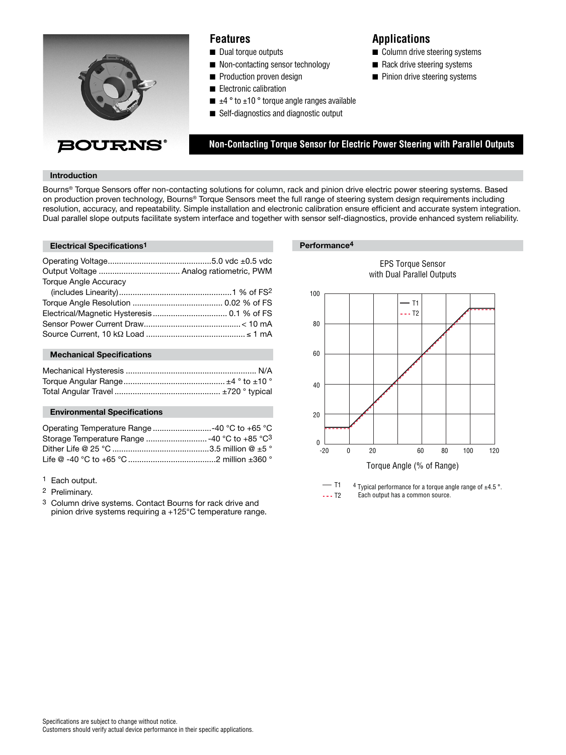## Features

- Dual torque outputs
- Non-contacting sensor technology
- Production proven design
- Electronic calibration
- ±4 ° to ±10 ° torque angle ranges available
- Self-diagnostics and diagnostic output

## Applications

- Column drive steering systems
- Rack drive steering systems
- Pinion drive steering systems

# Non-Contacting Torque Sensor for Electric Power Steering with Parallel Outputs

## Introduction

Bourns® Torque Sensors offer non-contacting solutions for column, rack and pinion drive electric power steering systems. Based on production proven technology, Bourns® Torque Sensors meet the full range of steering system design requirements including resolution, accuracy, and repeatability. Simple installation and electronic calibration ensure efficient and accurate system integration. Dual parallel slope outputs facilitate system interface and together with sensor self-diagnostics, provide enhanced system reliability.

## Electrical Specifications[1]

| Parameter | Value |
|---|---|
| Operating Voltage | 5.0 vdc ±0.5 vdc |
| Output Voltage | Analog ratiometric, PWM |
| Torque Angle Accuracy (includes Linearity) | 1 % of FS[2] |
| Torque Angle Resolution | 0.02 % of FS |
| Electrical/Magnetic Hysteresis | 0.1 % of FS |
| Sensor Power Current Draw | < 10 mA |
| Source Current, 10 kΩ Load | ≤ 1 mA |

## Mechanical Specifications

| Parameter | Value |
|---|---|
| Mechanical Hysteresis | N/A |
| Torque Angular Range | ±4 ° to ±10 ° |
| Total Angular Travel | ±720 ° typical |

## Environmental Specifications

| Parameter | Value |
|---|---|
| Operating Temperature Range | -40 °C to +65 °C |
| Storage Temperature Range | -40 °C to +85 °C[3] |
| Dither Life @ 25 °C | 3.5 million @ ±5 ° |
| Life @ -40 °C to +65 °C | 2 million ±360 ° |

1 Each output.
2 Preliminary.
3 Column drive systems. Contact Bourns for rack drive and pinion drive systems requiring a +125°C temperature range.

## Performance[4]

EPS Torque Sensor with Dual Parallel Outputs

(Chart: Torque Angle (% of Range), curves T1 and T2)

— T1
- - - T2

4 Typical performance for a torque angle range of ±4.5 °. Each output has a common source.

Specifications are subject to change without notice.
Customers should verify actual device performance in their specific applications.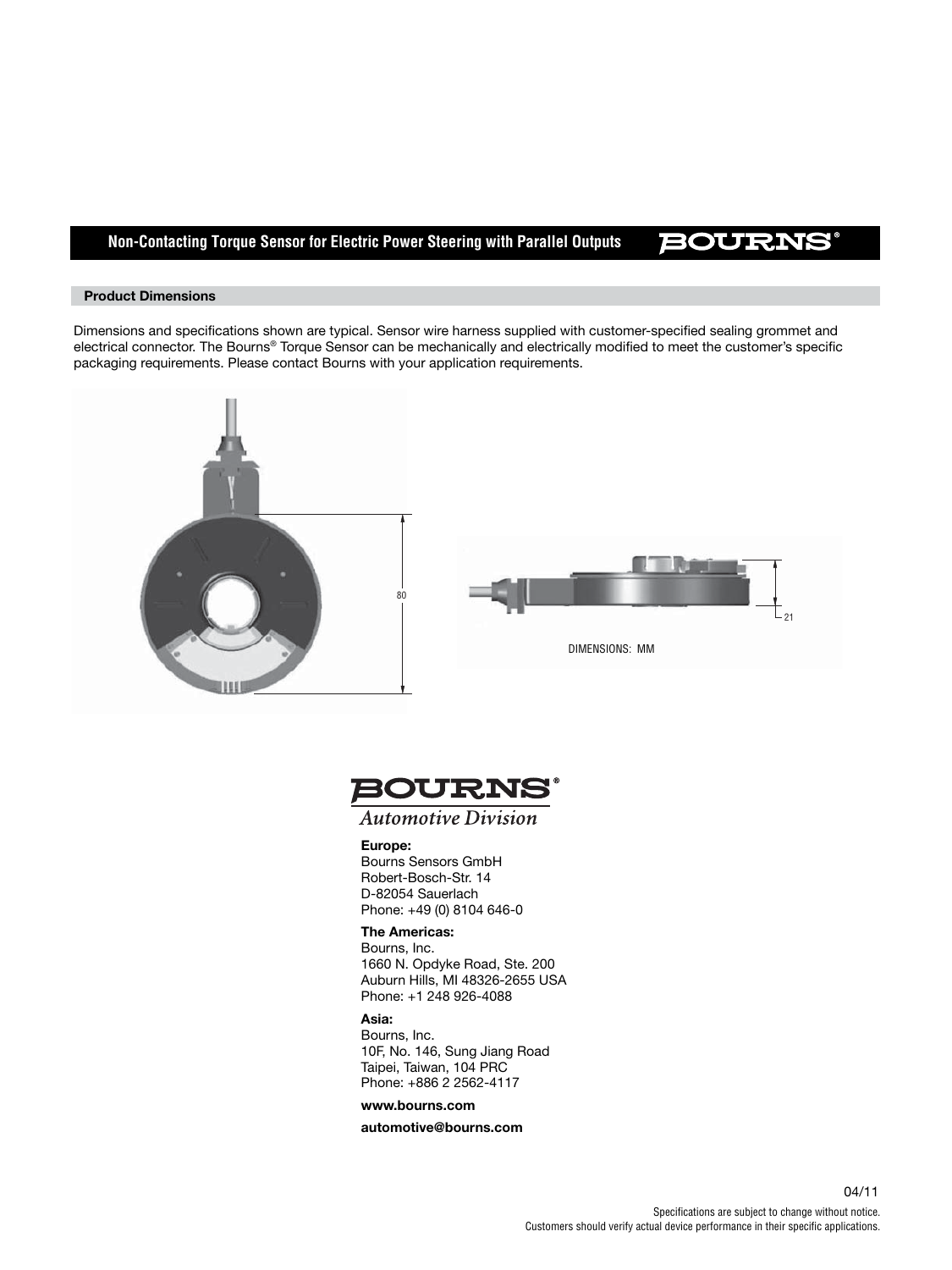Non-Contacting Torque Sensor for Electric Power Steering with Parallel Outputs

## Product Dimensions

Dimensions and specifications shown are typical. Sensor wire harness supplied with customer-specified sealing grommet and electrical connector. The Bourns® Torque Sensor can be mechanically and electrically modified to meet the customer's specific packaging requirements. Please contact Bourns with your application requirements.

80

21

DIMENSIONS: MM

**BOURNS®**

*Automotive Division*

**Europe:**
Bourns Sensors GmbH
Robert-Bosch-Str. 14
D-82054 Sauerlach
Phone: +49 (0) 8104 646-0

**The Americas:**
Bourns, Inc.
1660 N. Opdyke Road, Ste. 200
Auburn Hills, MI 48326-2655 USA
Phone: +1 248 926-4088

**Asia:**
Bourns, Inc.
10F, No. 146, Sung Jiang Road
Taipei, Taiwan, 104 PRC
Phone: +886 2 2562-4117

**www.bourns.com**

**automotive@bourns.com**

04/11

Specifications are subject to change without notice.
Customers should verify actual device performance in their specific applications.